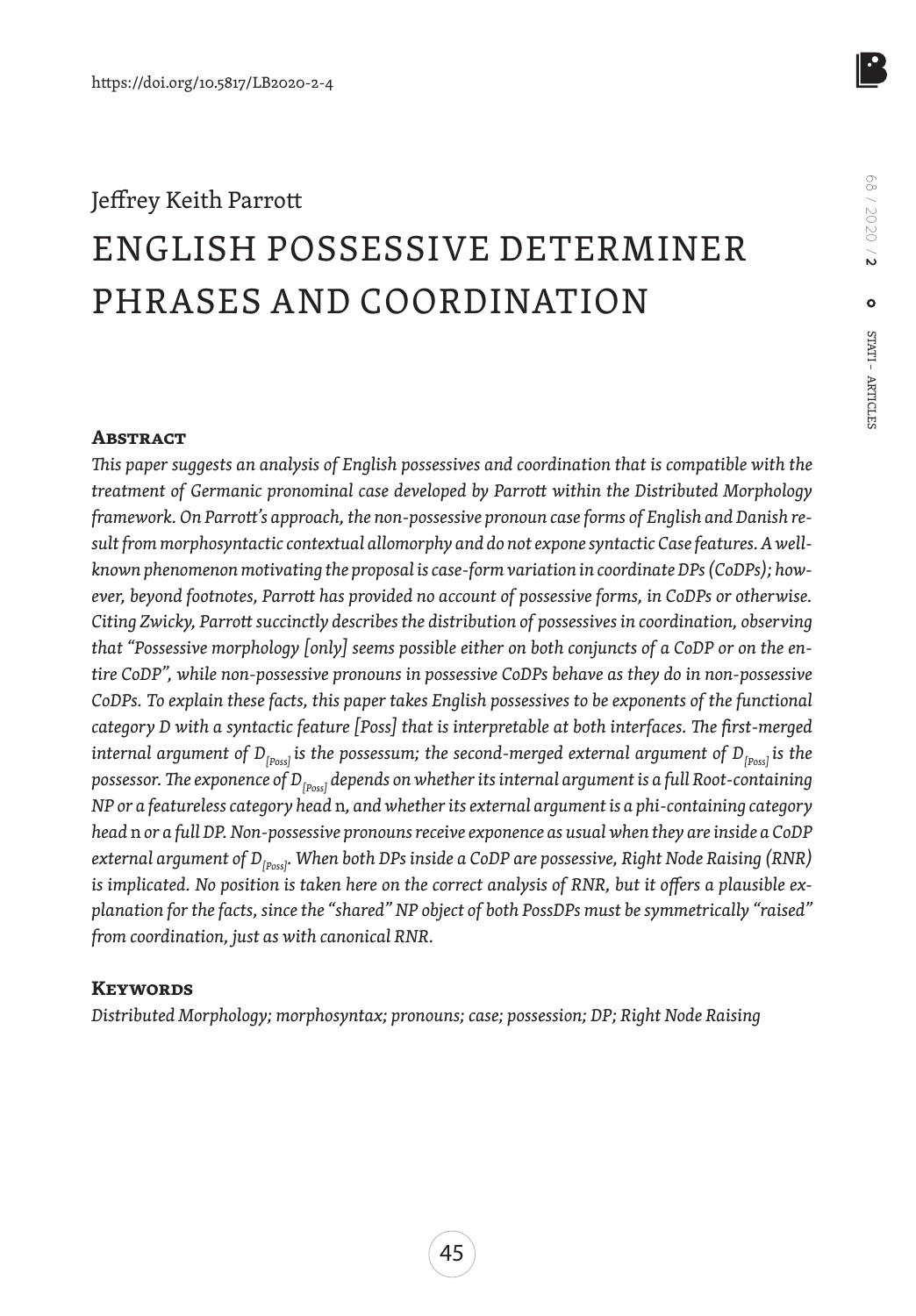https://doi.org/10.5817/LB2020-2-4

Jeffrey Keith Parrott

# ENGLISH POSSESSIVE DETERMINER PHRASES AND COORDINATION

## Abstract

*This paper suggests an analysis of English possessives and coordination that is compatible with the treatment of Germanic pronominal case developed by Parrott within the Distributed Morphology framework. On Parrott's approach, the non-possessive pronoun case forms of English and Danish result from morphosyntactic contextual allomorphy and do not expone syntactic Case features. A well-known phenomenon motivating the proposal is case-form variation in coordinate DPs (CoDPs); however, beyond footnotes, Parrott has provided no account of possessive forms, in CoDPs or otherwise. Citing Zwicky, Parrott succinctly describes the distribution of possessives in coordination, observing that "Possessive morphology [only] seems possible either on both conjuncts of a CoDP or on the entire CoDP", while non-possessive pronouns in possessive CoDPs behave as they do in non-possessive CoDPs. To explain these facts, this paper takes English possessives to be exponents of the functional category D with a syntactic feature [Poss] that is interpretable at both interfaces. The first-merged internal argument of $D_{[Poss]}$ is the possessum; the second-merged external argument of $D_{[Poss]}$ is the possessor. The exponence of $D_{[Poss]}$ depends on whether its internal argument is a full Root-containing NP or a featureless category head* n*, and whether its external argument is a phi-containing category head* n *or a full DP. Non-possessive pronouns receive exponence as usual when they are inside a CoDP external argument of $D_{[Poss]}$. When both DPs inside a CoDP are possessive, Right Node Raising (RNR) is implicated. No position is taken here on the correct analysis of RNR, but it offers a plausible explanation for the facts, since the "shared" NP object of both PossDPs must be symmetrically "raised" from coordination, just as with canonical RNR.*

## Keywords

*Distributed Morphology; morphosyntax; pronouns; case; possession; DP; Right Node Raising*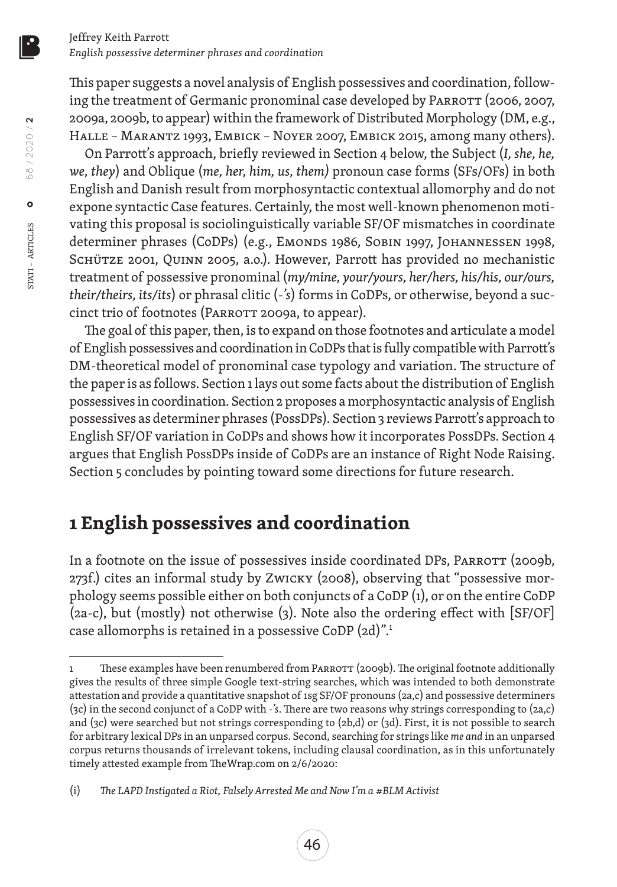This paper suggests a novel analysis of English possessives and coordination, following the treatment of Germanic pronominal case developed by Parrott (2006, 2007, 2009a, 2009b, to appear) within the framework of Distributed Morphology (DM, e.g., Halle – Marantz 1993, Embick – Noyer 2007, Embick 2015, among many others).

On Parrott's approach, briefly reviewed in Section 4 below, the Subject (*I, she, he, we, they*) and Oblique (*me, her, him, us, them)* pronoun case forms (SFs/OFs) in both English and Danish result from morphosyntactic contextual allomorphy and do not expone syntactic Case features. Certainly, the most well-known phenomenon motivating this proposal is sociolinguistically variable SF/OF mismatches in coordinate determiner phrases (CoDPs) (e.g., Emonds 1986, Sobin 1997, Johannessen 1998, Schütze 2001, Quinn 2005, a.o.). However, Parrott has provided no mechanistic treatment of possessive pronominal (*my/mine, your/yours, her/hers, his/his, our/ours, their/theirs, its/its*) or phrasal clitic (*-'s*) forms in CoDPs, or otherwise, beyond a succinct trio of footnotes (Parrott 2009a, to appear).

The goal of this paper, then, is to expand on those footnotes and articulate a model of English possessives and coordination in CoDPs that is fully compatible with Parrott's DM-theoretical model of pronominal case typology and variation. The structure of the paper is as follows. Section 1 lays out some facts about the distribution of English possessives in coordination. Section 2 proposes a morphosyntactic analysis of English possessives as determiner phrases (PossDPs). Section 3 reviews Parrott's approach to English SF/OF variation in CoDPs and shows how it incorporates PossDPs. Section 4 argues that English PossDPs inside of CoDPs are an instance of Right Node Raising. Section 5 concludes by pointing toward some directions for future research.

## 1 English possessives and coordination

In a footnote on the issue of possessives inside coordinated DPs, Parrott (2009b, 273f.) cites an informal study by Zwicky (2008), observing that "possessive morphology seems possible either on both conjuncts of a CoDP (1), or on the entire CoDP (2a-c), but (mostly) not otherwise (3). Note also the ordering effect with [SF/OF] case allomorphs is retained in a possessive CoDP (2d)".[1]

---

[1] These examples have been renumbered from Parrott (2009b). The original footnote additionally gives the results of three simple Google text-string searches, which was intended to both demonstrate attestation and provide a quantitative snapshot of 1sg SF/OF pronouns (2a,c) and possessive determiners (3c) in the second conjunct of a CoDP with *-'s*. There are two reasons why strings corresponding to (2a,c) and (3c) were searched but not strings corresponding to (2b,d) or (3d). First, it is not possible to search for arbitrary lexical DPs in an unparsed corpus. Second, searching for strings like *me and* in an unparsed corpus returns thousands of irrelevant tokens, including clausal coordination, as in this unfortunately timely attested example from TheWrap.com on 2/6/2020:

(i) *The LAPD Instigated a Riot, Falsely Arrested Me and Now I'm a #BLM Activist*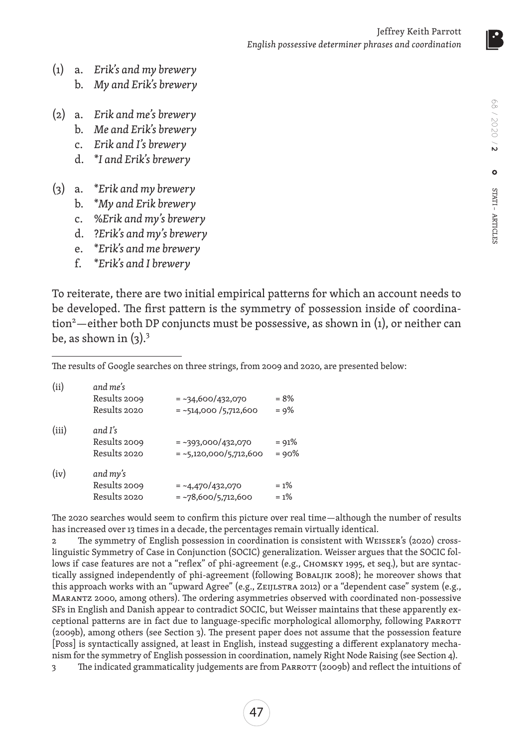(1) a. *Erik's and my brewery*
b. *My and Erik's brewery*

(2) a. *Erik and me's brewery*
b. *Me and Erik's brewery*
c. *Erik and I's brewery*
d. *\*I and Erik's brewery*

(3) a. *\*Erik and my brewery*
b. *\*My and Erik brewery*
c. *%Erik and my's brewery*
d. *?Erik's and my's brewery*
e. *\*Erik's and me brewery*
f. *\*Erik's and I brewery*

To reiterate, there are two initial empirical patterns for which an account needs to be developed. The first pattern is the symmetry of possession inside of coordination[2]—either both DP conjuncts must be possessive, as shown in (1), or neither can be, as shown in (3).[3]

---

The results of Google searches on three strings, from 2009 and 2020, are presented below:

| | | | |
|---|---|---|---|
| (ii) | *and me's* | | |
| | Results 2009 | = ~34,600/432,070 | = 8% |
| | Results 2020 | = ~514,000 /5,712,600 | = 9% |
| (iii) | *and I's* | | |
| | Results 2009 | = ~393,000/432,070 | = 91% |
| | Results 2020 | = ~5,120,000/5,712,600 | = 90% |
| (iv) | *and my's* | | |
| | Results 2009 | = ~4,470/432,070 | = 1% |
| | Results 2020 | = ~78,600/5,712,600 | = 1% |

The 2020 searches would seem to confirm this picture over real time—although the number of results has increased over 13 times in a decade, the percentages remain virtually identical.

2 The symmetry of English possession in coordination is consistent with Weisser's (2020) cross-linguistic Symmetry of Case in Conjunction (SOCIC) generalization. Weisser argues that the SOCIC follows if case features are not a "reflex" of phi-agreement (e.g., Chomsky 1995, et seq.), but are syntactically assigned independently of phi-agreement (following Bobaljik 2008); he moreover shows that this approach works with an "upward Agree" (e.g., Zeijlstra 2012) or a "dependent case" system (e.g., Marantz 2000, among others). The ordering asymmetries observed with coordinated non-possessive SFs in English and Danish appear to contradict SOCIC, but Weisser maintains that these apparently exceptional patterns are in fact due to language-specific morphological allomorphy, following Parrott (2009b), among others (see Section 3). The present paper does not assume that the possession feature [Poss] is syntactically assigned, at least in English, instead suggesting a different explanatory mechanism for the symmetry of English possession in coordination, namely Right Node Raising (see Section 4).

3 The indicated grammaticality judgements are from Parrott (2009b) and reflect the intuitions of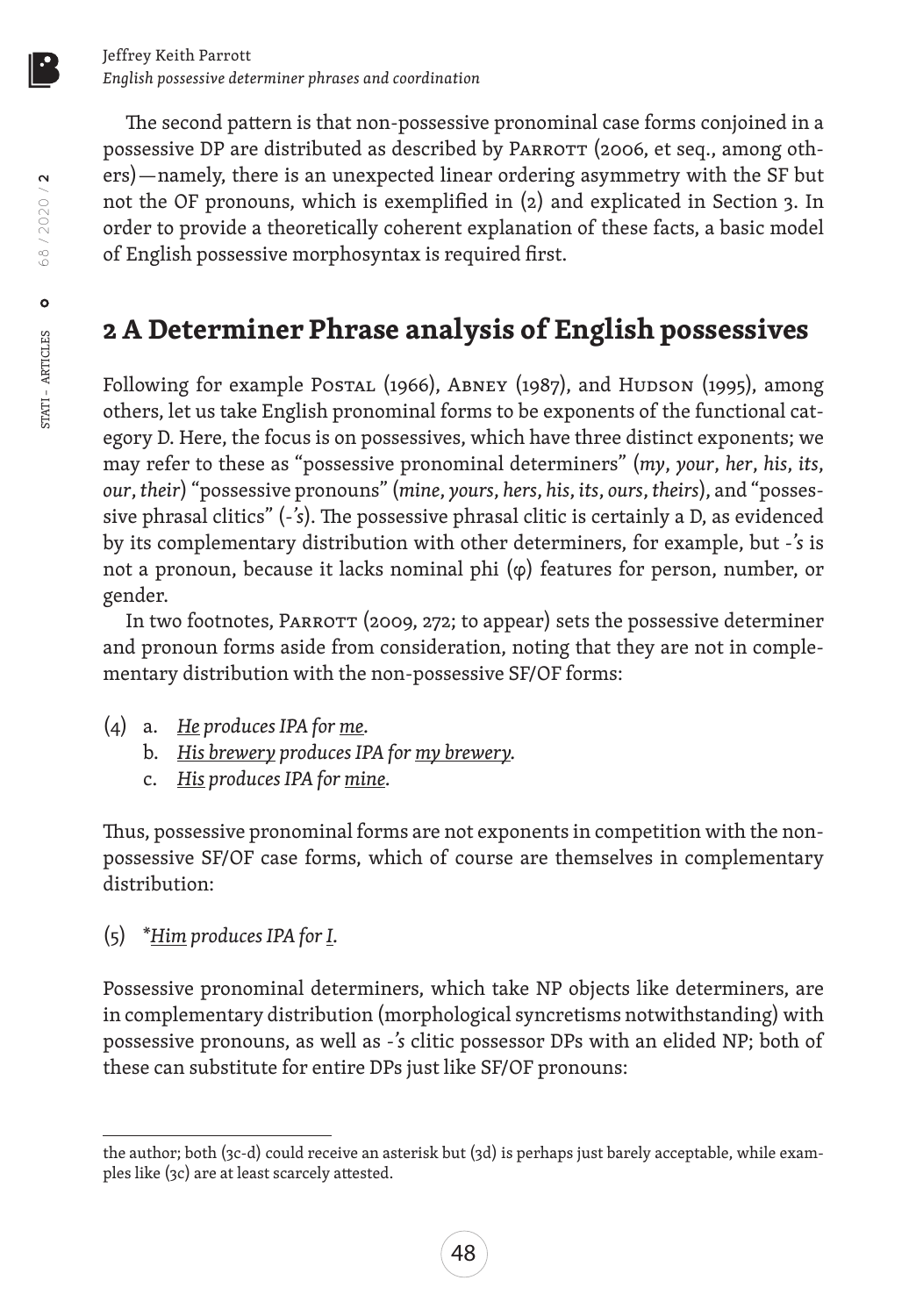The second pattern is that non-possessive pronominal case forms conjoined in a possessive DP are distributed as described by Parrott (2006, et seq., among others)—namely, there is an unexpected linear ordering asymmetry with the SF but not the OF pronouns, which is exemplified in (2) and explicated in Section 3. In order to provide a theoretically coherent explanation of these facts, a basic model of English possessive morphosyntax is required first.

## 2 A Determiner Phrase analysis of English possessives

Following for example Postal (1966), Abney (1987), and Hudson (1995), among others, let us take English pronominal forms to be exponents of the functional category D. Here, the focus is on possessives, which have three distinct exponents; we may refer to these as "possessive pronominal determiners" (*my*, *your*, *her*, *his*, *its*, *our*, *their*) "possessive pronouns" (*mine*, *yours*, *hers*, *his*, *its*, *ours*, *theirs*), and "possessive phrasal clitics" (*-'s*). The possessive phrasal clitic is certainly a D, as evidenced by its complementary distribution with other determiners, for example, but *-'s* is not a pronoun, because it lacks nominal phi (φ) features for person, number, or gender.

In two footnotes, Parrott (2009, 272; to appear) sets the possessive determiner and pronoun forms aside from consideration, noting that they are not in complementary distribution with the non-possessive SF/OF forms:

(4) a. *<u>He</u> produces IPA for <u>me</u>.*
    b. *<u>His brewery</u> produces IPA for <u>my brewery</u>.*
    c. *<u>His</u> produces IPA for <u>mine</u>.*

Thus, possessive pronominal forms are not exponents in competition with the non-possessive SF/OF case forms, which of course are themselves in complementary distribution:

(5) *\*<u>Him</u> produces IPA for <u>I</u>.*

Possessive pronominal determiners, which take NP objects like determiners, are in complementary distribution (morphological syncretisms notwithstanding) with possessive pronouns, as well as *-'s* clitic possessor DPs with an elided NP; both of these can substitute for entire DPs just like SF/OF pronouns:

---

the author; both (3c-d) could receive an asterisk but (3d) is perhaps just barely acceptable, while examples like (3c) are at least scarcely attested.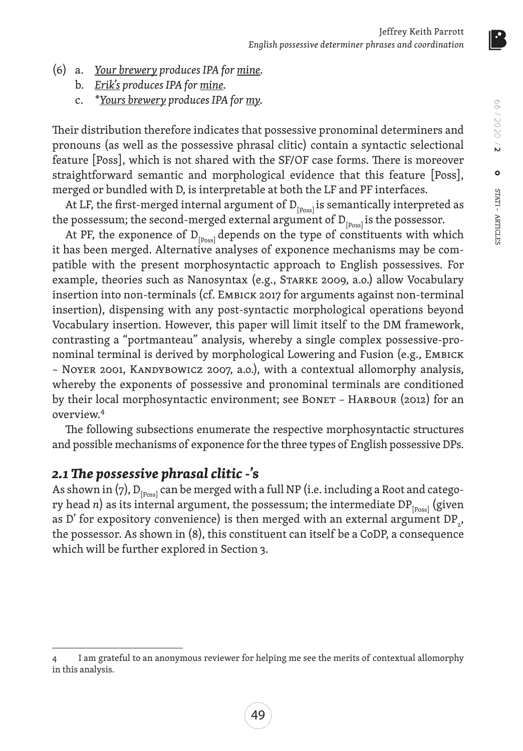(6) a. *<u>Your brewery</u> produces IPA for <u>mine</u>.*
    b. *<u>Erik's</u> produces IPA for <u>mine</u>.*
    c. *\*<u>Yours brewery</u> produces IPA for <u>my</u>.*

Their distribution therefore indicates that possessive pronominal determiners and pronouns (as well as the possessive phrasal clitic) contain a syntactic selectional feature [Poss], which is not shared with the SF/OF case forms. There is moreover straightforward semantic and morphological evidence that this feature [Poss], merged or bundled with D, is interpretable at both the LF and PF interfaces.

At LF, the first-merged internal argument of $D_{[Poss]}$ is semantically interpreted as the possessum; the second-merged external argument of $D_{[Poss]}$ is the possessor.

At PF, the exponence of $D_{[Poss]}$ depends on the type of constituents with which it has been merged. Alternative analyses of exponence mechanisms may be compatible with the present morphosyntactic approach to English possessives. For example, theories such as Nanosyntax (e.g., Starke 2009, a.o.) allow Vocabulary insertion into non-terminals (cf. Embick 2017 for arguments against non-terminal insertion), dispensing with any post-syntactic morphological operations beyond Vocabulary insertion. However, this paper will limit itself to the DM framework, contrasting a "portmanteau" analysis, whereby a single complex possessive-pronominal terminal is derived by morphological Lowering and Fusion (e.g., Embick – Noyer 2001, Kandybowicz 2007, a.o.), with a contextual allomorphy analysis, whereby the exponents of possessive and pronominal terminals are conditioned by their local morphosyntactic environment; see Bonet – Harbour (2012) for an overview.[4]

The following subsections enumerate the respective morphosyntactic structures and possible mechanisms of exponence for the three types of English possessive DPs.

## *2.1 The possessive phrasal clitic -'s*

As shown in (7), $D_{[Poss]}$ can be merged with a full NP (i.e. including a Root and category head *n*) as its internal argument, the possessum; the intermediate $DP_{[Poss]}$ (given as D' for expository convenience) is then merged with an external argument $DP_2$, the possessor. As shown in (8), this constituent can itself be a CoDP, a consequence which will be further explored in Section 3.

---

4 I am grateful to an anonymous reviewer for helping me see the merits of contextual allomorphy in this analysis.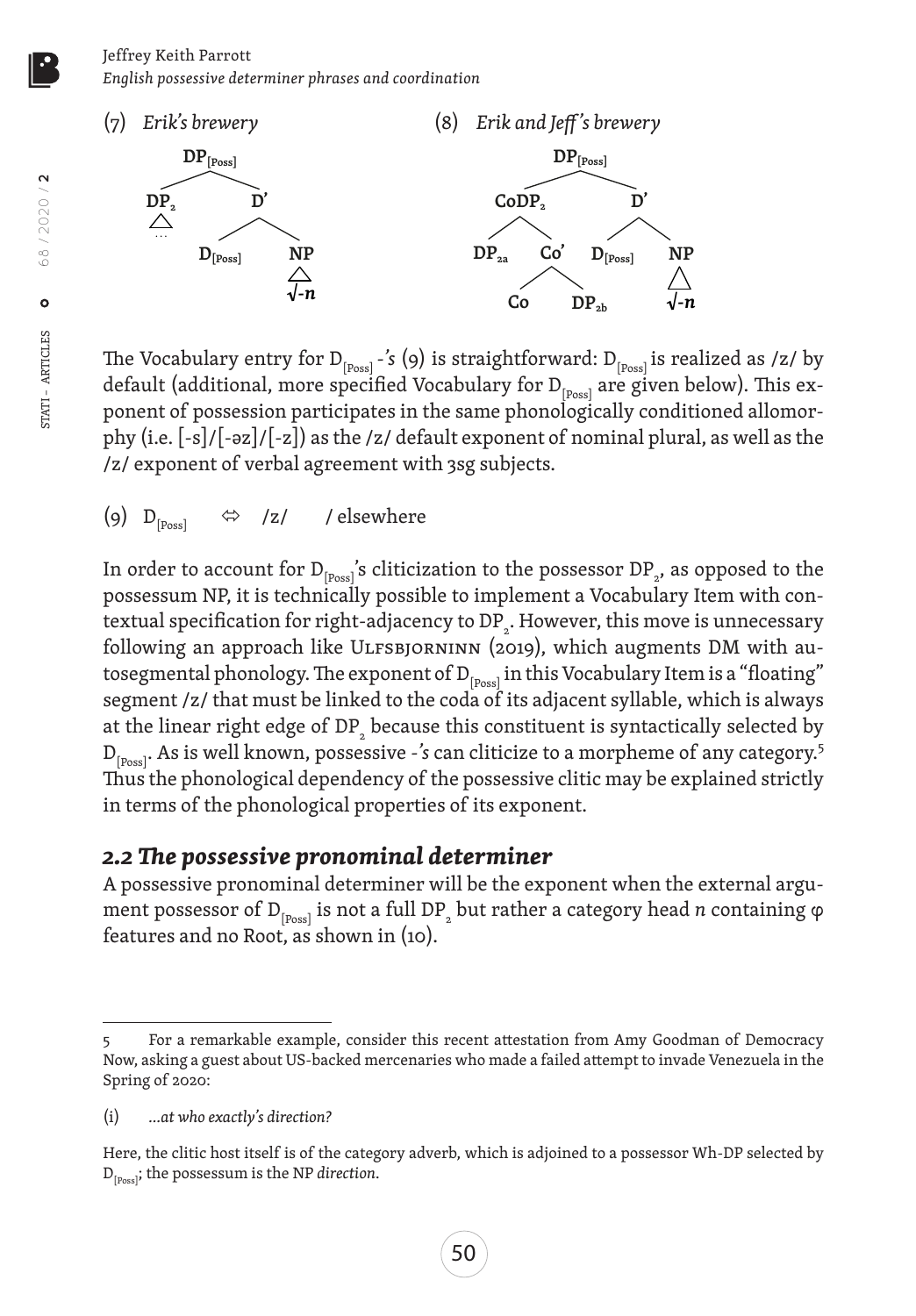(7) *Erik's brewery*

```
        DP[Poss]
       /        \
     DP₂         D'
     △         /    \
     …     D[Poss]   NP
                     △
                     √-n
```

(8) *Erik and Jeff's brewery*

```
                DP[Poss]
              /          \
          CoDP₂            D'
         /     \         /    \
      DP₂a     Co'   D[Poss]   NP
              /   \            △
            Co    DP₂b         √-n
```

The Vocabulary entry for $D_{[Poss]}$ -*'s* (9) is straightforward: $D_{[Poss]}$ is realized as /z/ by default (additional, more specified Vocabulary for $D_{[Poss]}$ are given below). This exponent of possession participates in the same phonologically conditioned allomorphy (i.e. [-s]/[-əz]/[-z]) as the /z/ default exponent of nominal plural, as well as the /z/ exponent of verbal agreement with 3sg subjects.

(9) $D_{[Poss]}$ ⇔ /z/ / elsewhere

In order to account for $D_{[Poss]}$'s cliticization to the possessor $DP_2$, as opposed to the possessum NP, it is technically possible to implement a Vocabulary Item with contextual specification for right-adjacency to $DP_2$. However, this move is unnecessary following an approach like Ulfsbjorninn (2019), which augments DM with autosegmental phonology. The exponent of $D_{[Poss]}$ in this Vocabulary Item is a "floating" segment /z/ that must be linked to the coda of its adjacent syllable, which is always at the linear right edge of $DP_2$ because this constituent is syntactically selected by $D_{[Poss]}$. As is well known, possessive -*'s* can cliticize to a morpheme of any category.[5] Thus the phonological dependency of the possessive clitic may be explained strictly in terms of the phonological properties of its exponent.

## *2.2 The possessive pronominal determiner*

A possessive pronominal determiner will be the exponent when the external argument possessor of $D_{[Poss]}$ is not a full $DP_2$ but rather a category head *n* containing φ features and no Root, as shown in (10).

---

5 For a remarkable example, consider this recent attestation from Amy Goodman of Democracy Now, asking a guest about US-backed mercenaries who made a failed attempt to invade Venezuela in the Spring of 2020:

(i) *…at who exactly's direction?*

Here, the clitic host itself is of the category adverb, which is adjoined to a possessor Wh-DP selected by $D_{[Poss]}$; the possessum is the NP *direction*.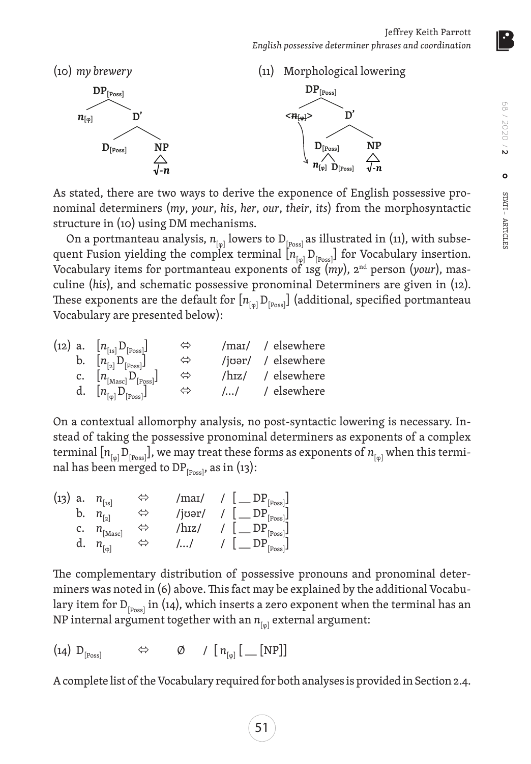(10) *my brewery*

(11) Morphological lowering

As stated, there are two ways to derive the exponence of English possessive pronominal determiners (*my*, *your*, *his*, *her*, *our*, *their*, *its*) from the morphosyntactic structure in (10) using DM mechanisms.

On a portmanteau analysis, $n_{[\varphi]}$ lowers to $D_{[Poss]}$ as illustrated in (11), with subsequent Fusion yielding the complex terminal $[n_{[\varphi]} D_{[Poss]}]$ for Vocabulary insertion. Vocabulary items for portmanteau exponents of 1sg (*my*), 2nd person (*your*), masculine (*his*), and schematic possessive pronominal Determiners are given in (12). These exponents are the default for $[n_{[\varphi]} D_{[Poss]}]$ (additional, specified portmanteau Vocabulary are presented below):

(12) a. $[n_{[1s]} D_{[Poss]}]$ ⇔ /maɪ/ / elsewhere
b. $[n_{[2]} D_{[Poss]}]$ ⇔ /jʊər/ / elsewhere
c. $[n_{[Masc]} D_{[Poss]}]$ ⇔ /hɪz/ / elsewhere
d. $[n_{[\varphi]} D_{[Poss]}]$ ⇔ /…/ / elsewhere

On a contextual allomorphy analysis, no post-syntactic lowering is necessary. Instead of taking the possessive pronominal determiners as exponents of a complex terminal $[n_{[\varphi]} D_{[Poss]}]$, we may treat these forms as exponents of $n_{[\varphi]}$ when this terminal has been merged to $DP_{[Poss]}$, as in (13):

(13) a. $n_{[1s]}$ ⇔ /maɪ/ / $[\_\_ DP_{[Poss]}]$
b. $n_{[2]}$ ⇔ /jʊər/ / $[\_\_ DP_{[Poss]}]$
c. $n_{[Masc]}$ ⇔ /hɪz/ / $[\_\_ DP_{[Poss]}]$
d. $n_{[\varphi]}$ ⇔ /…/ / $[\_\_ DP_{[Poss]}]$

The complementary distribution of possessive pronouns and pronominal determiners was noted in (6) above. This fact may be explained by the additional Vocabulary item for $D_{[Poss]}$ in (14), which inserts a zero exponent when the terminal has an NP internal argument together with an $n_{[\varphi]}$ external argument:

(14) $D_{[Poss]}$ ⇔ Ø / $[\, n_{[\varphi]}\, [\_\_ [NP]]]$

A complete list of the Vocabulary required for both analyses is provided in Section 2.4.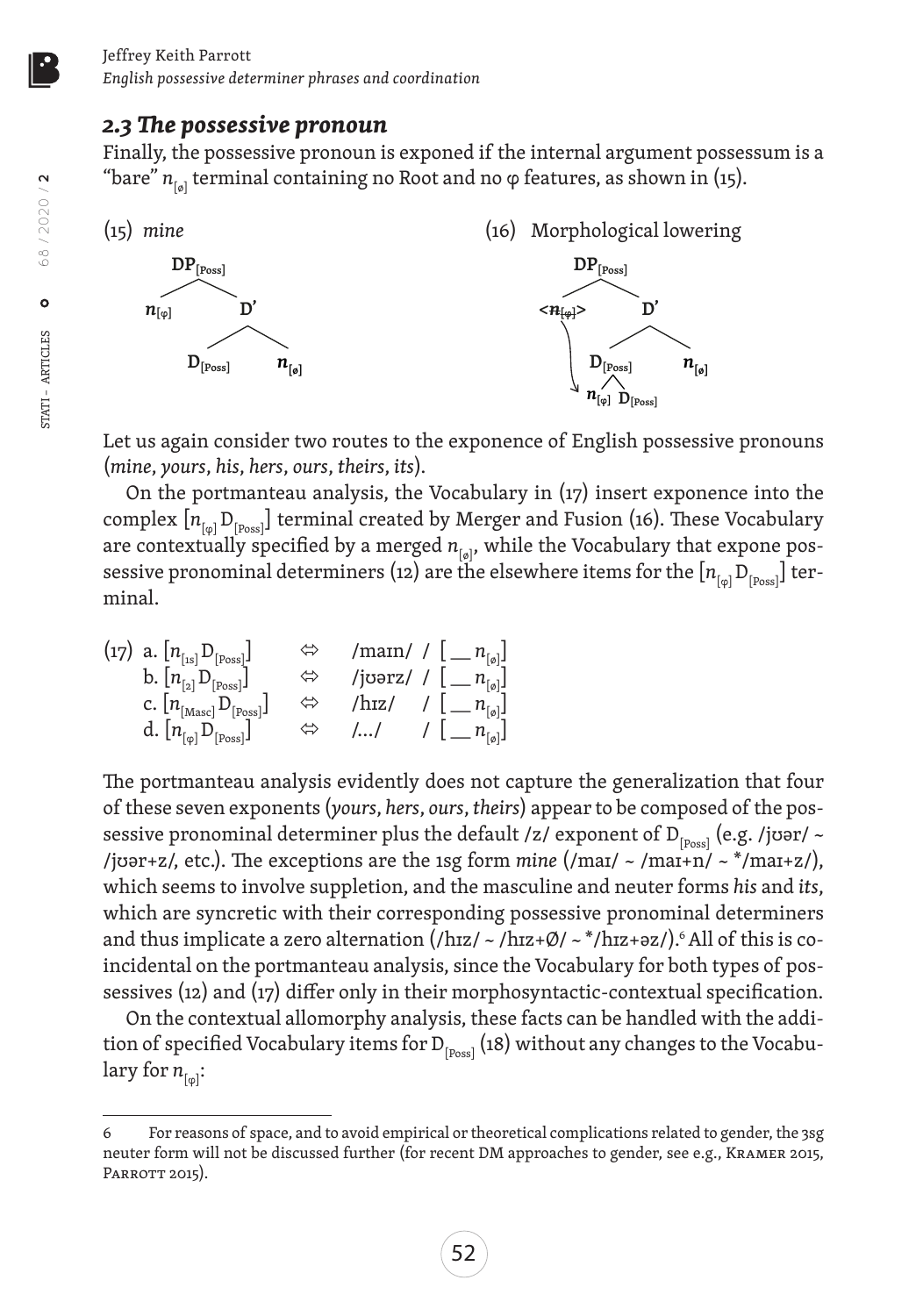## *2.3 The possessive pronoun*

Finally, the possessive pronoun is exponed if the internal argument possessum is a "bare" $n_{[\emptyset]}$ terminal containing no Root and no φ features, as shown in (15).

(15) *mine*

$$[_{\mathrm{DP}_{[\mathrm{Poss}]}}\ n_{[\varphi]}\ [_{\mathrm{D'}}\ \mathrm{D}_{[\mathrm{Poss}]}\ n_{[\emptyset]}]]$$

(16) Morphological lowering

$$[_{\mathrm{DP}_{[\mathrm{Poss}]}}\ \langle n_{[\varphi]}\rangle\ [_{\mathrm{D'}}\ [_{\mathrm{D}_{[\mathrm{Poss}]}}\ n_{[\varphi]}\ \mathrm{D}_{[\mathrm{Poss}]}]\ n_{[\emptyset]}]]$$

Let us again consider two routes to the exponence of English possessive pronouns (*mine*, *yours*, *his*, *hers*, *ours*, *theirs*, *its*).

On the portmanteau analysis, the Vocabulary in (17) insert exponence into the complex $[n_{[\varphi]}\mathrm{D}_{[\mathrm{Poss}]}]$ terminal created by Merger and Fusion (16). These Vocabulary are contextually specified by a merged $n_{[\emptyset]}$, while the Vocabulary that expone possessive pronominal determiners (12) are the elsewhere items for the $[n_{[\varphi]}\mathrm{D}_{[\mathrm{Poss}]}]$ terminal.

(17) a. $[n_{[1\mathrm{s}]}\mathrm{D}_{[\mathrm{Poss}]}]$ ⇔ /maɪn/ / $[\_\_\ n_{[\emptyset]}]$
b. $[n_{[2]}\mathrm{D}_{[\mathrm{Poss}]}]$ ⇔ /jʊərz/ / $[\_\_\ n_{[\emptyset]}]$
c. $[n_{[\mathrm{Masc}]}\mathrm{D}_{[\mathrm{Poss}]}]$ ⇔ /hɪz/ / $[\_\_\ n_{[\emptyset]}]$
d. $[n_{[\varphi]}\mathrm{D}_{[\mathrm{Poss}]}]$ ⇔ /…/ / $[\_\_\ n_{[\emptyset]}]$

The portmanteau analysis evidently does not capture the generalization that four of these seven exponents (*yours*, *hers*, *ours*, *theirs*) appear to be composed of the possessive pronominal determiner plus the default /z/ exponent of $\mathrm{D}_{[\mathrm{Poss}]}$ (e.g. /jʊər/ ~ /jʊər+z/, etc.). The exceptions are the 1sg form *mine* (/maɪ/ ~ /maɪ+n/ ~ \*/maɪ+z/), which seems to involve suppletion, and the masculine and neuter forms *his* and *its*, which are syncretic with their corresponding possessive pronominal determiners and thus implicate a zero alternation (/hɪz/ ~ /hɪz+Ø/ ~ \*/hɪz+əz/).[6] All of this is coincidental on the portmanteau analysis, since the Vocabulary for both types of possessives (12) and (17) differ only in their morphosyntactic-contextual specification.

On the contextual allomorphy analysis, these facts can be handled with the addition of specified Vocabulary items for $\mathrm{D}_{[\mathrm{Poss}]}$ (18) without any changes to the Vocabulary for $n_{[\varphi]}$:

---

6 For reasons of space, and to avoid empirical or theoretical complications related to gender, the 3sg neuter form will not be discussed further (for recent DM approaches to gender, see e.g., Kramer 2015, Parrott 2015).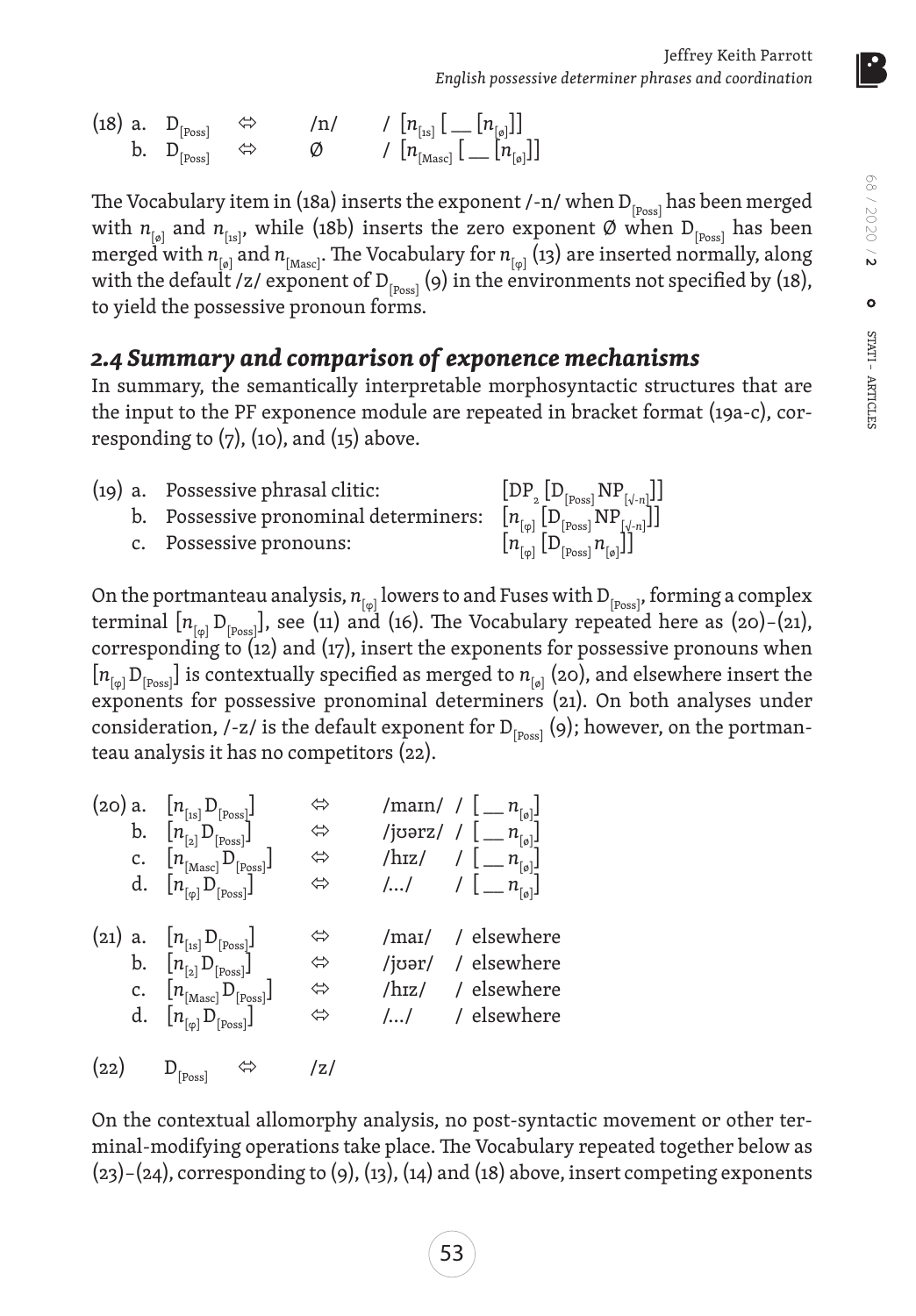(18) a. $D_{[Poss]}$ ⇔ /n/ / $[n_{[1s]} [ \_\_ [n_{[\emptyset]}]]$
b. $D_{[Poss]}$ ⇔ Ø / $[n_{[Masc]} [ \_\_ [n_{[\emptyset]}]]$

The Vocabulary item in (18a) inserts the exponent /-n/ when $D_{[Poss]}$ has been merged with $n_{[\emptyset]}$ and $n_{[1s]}$, while (18b) inserts the zero exponent Ø when $D_{[Poss]}$ has been merged with $n_{[\emptyset]}$ and $n_{[Masc]}$. The Vocabulary for $n_{[\varphi]}$ (13) are inserted normally, along with the default /z/ exponent of $D_{[Poss]}$ (9) in the environments not specified by (18), to yield the possessive pronoun forms.

## *2.4 Summary and comparison of exponence mechanisms*

In summary, the semantically interpretable morphosyntactic structures that are the input to the PF exponence module are repeated in bracket format (19a-c), corresponding to (7), (10), and (15) above.

(19) a. Possessive phrasal clitic: $[DP_2 [D_{[Poss]} NP_{[\sqrt{}\text{-}n]}]]$
b. Possessive pronominal determiners: $[n_{[\varphi]} [D_{[Poss]} NP_{[\sqrt{}\text{-}n]}]]$
c. Possessive pronouns: $[n_{[\varphi]} [D_{[Poss]} n_{[\emptyset]}]]$

On the portmanteau analysis, $n_{[\varphi]}$ lowers to and Fuses with $D_{[Poss]}$, forming a complex terminal $[n_{[\varphi]} D_{[Poss]}]$, see (11) and (16). The Vocabulary repeated here as (20)–(21), corresponding to (12) and (17), insert the exponents for possessive pronouns when $[n_{[\varphi]} D_{[Poss]}]$ is contextually specified as merged to $n_{[\emptyset]}$ (20), and elsewhere insert the exponents for possessive pronominal determiners (21). On both analyses under consideration, /-z/ is the default exponent for $D_{[Poss]}$ (9); however, on the portmanteau analysis it has no competitors (22).

(20) a. $[n_{[1s]} D_{[Poss]}]$ ⇔ /maɪn/ / $[ \_\_ n_{[\emptyset]}]$
b. $[n_{[2]} D_{[Poss]}]$ ⇔ /jʊərz/ / $[ \_\_ n_{[\emptyset]}]$
c. $[n_{[Masc]} D_{[Poss]}]$ ⇔ /hɪz/ / $[ \_\_ n_{[\emptyset]}]$
d. $[n_{[\varphi]} D_{[Poss]}]$ ⇔ /…/ / $[ \_\_ n_{[\emptyset]}]$

(21) a. $[n_{[1s]} D_{[Poss]}]$ ⇔ /maɪ/ / elsewhere
b. $[n_{[2]} D_{[Poss]}]$ ⇔ /jʊər/ / elsewhere
c. $[n_{[Masc]} D_{[Poss]}]$ ⇔ /hɪz/ / elsewhere
d. $[n_{[\varphi]} D_{[Poss]}]$ ⇔ /…/ / elsewhere

(22) $D_{[Poss]}$ ⇔ /z/

On the contextual allomorphy analysis, no post-syntactic movement or other terminal-modifying operations take place. The Vocabulary repeated together below as (23)–(24), corresponding to (9), (13), (14) and (18) above, insert competing exponents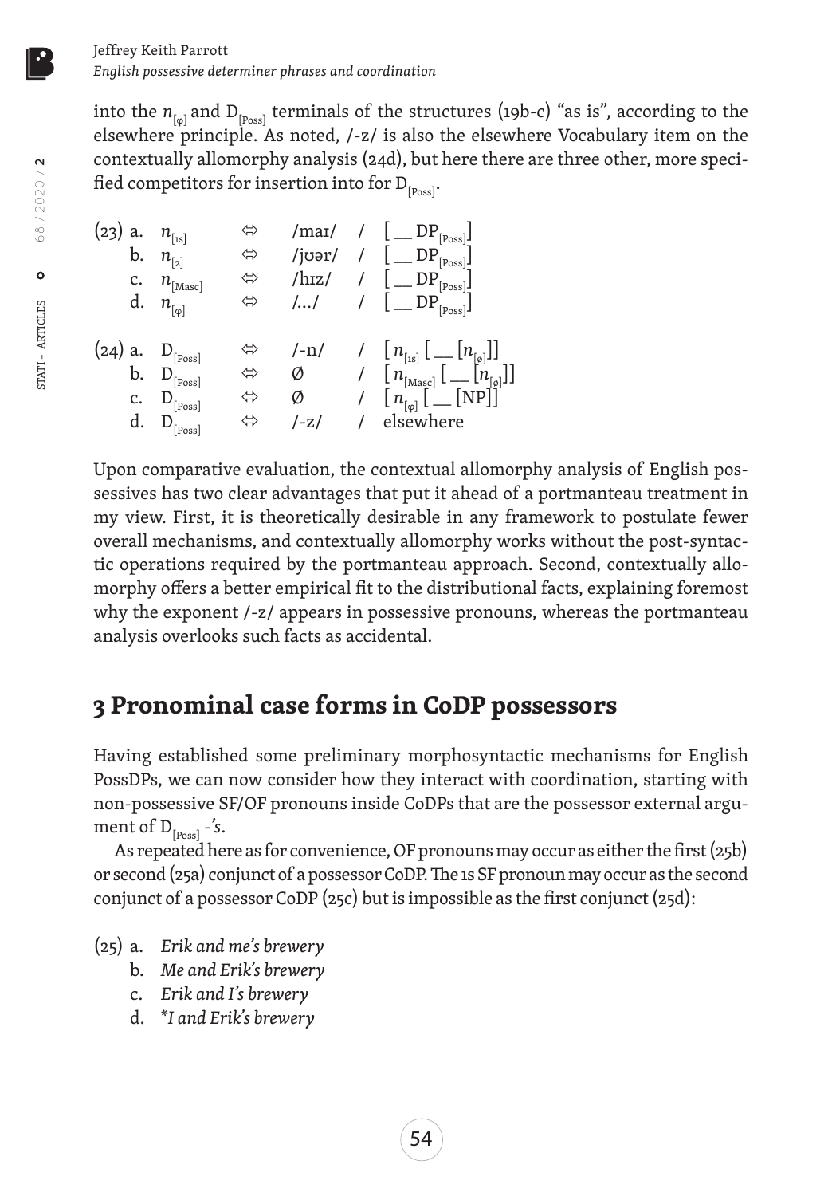into the $n_{[\varphi]}$ and $D_{[Poss]}$ terminals of the structures (19b-c) "as is", according to the elsewhere principle. As noted, /-z/ is also the elsewhere Vocabulary item on the contextually allomorphy analysis (24d), but here there are three other, more specified competitors for insertion into for $D_{[Poss]}$.

(23) a. $n_{[1s]}$ ⇔ /maɪ/ / [ __ $DP_{[Poss]}$]
 b. $n_{[2]}$ ⇔ /jʊər/ / [ __ $DP_{[Poss]}$]
 c. $n_{[Masc]}$ ⇔ /hɪz/ / [ __ $DP_{[Poss]}$]
 d. $n_{[\varphi]}$ ⇔ /…/ / [ __ $DP_{[Poss]}$]

(24) a. $D_{[Poss]}$ ⇔ /-n/ / [ $n_{[1s]}$ [ __ [$n_{[\varphi]}$]]
 b. $D_{[Poss]}$ ⇔ Ø / [ $n_{[Masc]}$ [ __ [$n_{[\varphi]}$]]
 c. $D_{[Poss]}$ ⇔ Ø / [ $n_{[\varphi]}$ [ __ [NP]]
 d. $D_{[Poss]}$ ⇔ /-z/ / elsewhere

Upon comparative evaluation, the contextual allomorphy analysis of English possessives has two clear advantages that put it ahead of a portmanteau treatment in my view. First, it is theoretically desirable in any framework to postulate fewer overall mechanisms, and contextually allomorphy works without the post-syntactic operations required by the portmanteau approach. Second, contextually allomorphy offers a better empirical fit to the distributional facts, explaining foremost why the exponent /-z/ appears in possessive pronouns, whereas the portmanteau analysis overlooks such facts as accidental.

## 3 Pronominal case forms in CoDP possessors

Having established some preliminary morphosyntactic mechanisms for English PossDPs, we can now consider how they interact with coordination, starting with non-possessive SF/OF pronouns inside CoDPs that are the possessor external argument of $D_{[Poss]}$ *-'s*.

As repeated here as for convenience, OF pronouns may occur as either the first (25b) or second (25a) conjunct of a possessor CoDP. The 1s SF pronoun may occur as the second conjunct of a possessor CoDP (25c) but is impossible as the first conjunct (25d):

(25) a. *Erik and me's brewery*
 b. *Me and Erik's brewery*
 c. *Erik and I's brewery*
 d. *\*I and Erik's brewery*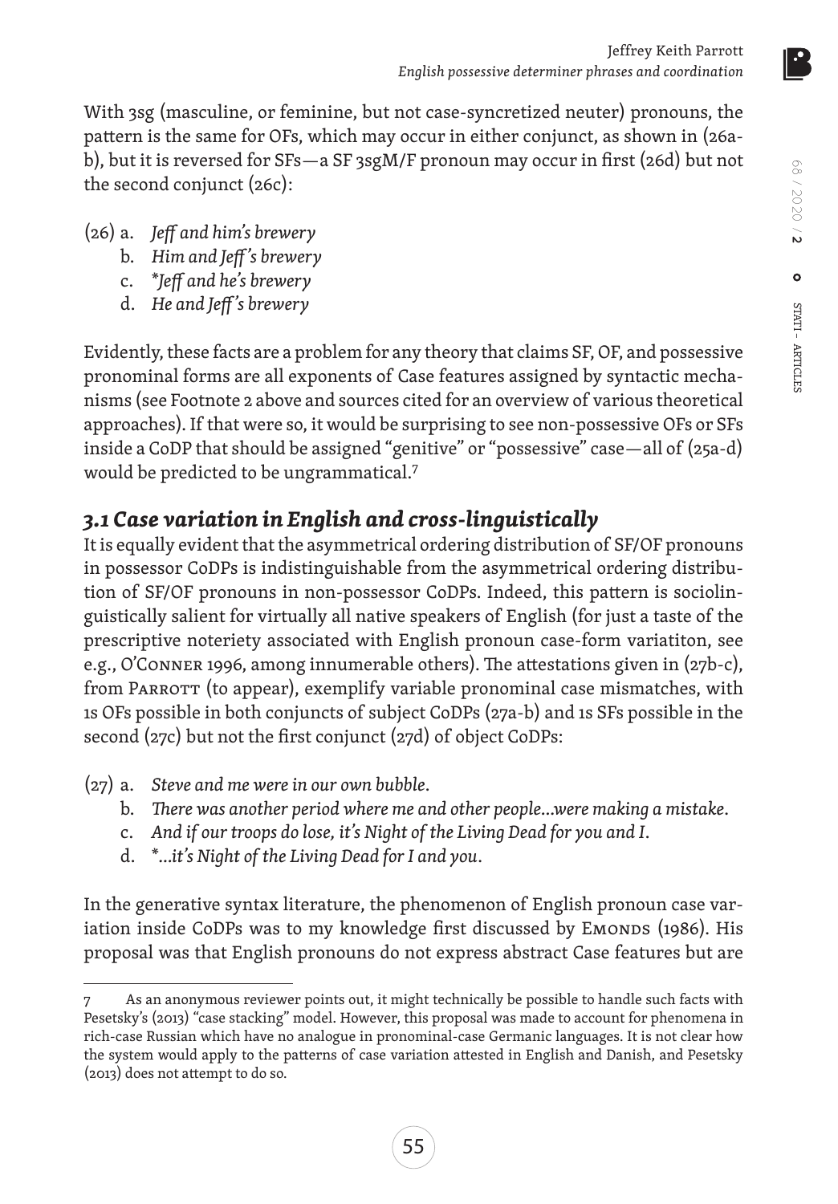With 3sg (masculine, or feminine, but not case-syncretized neuter) pronouns, the pattern is the same for OFs, which may occur in either conjunct, as shown in (26a-b), but it is reversed for SFs—a SF 3sgM/F pronoun may occur in first (26d) but not the second conjunct (26c):

(26) a. *Jeff and him's brewery*
 b. *Him and Jeff's brewery*
 c. *\*Jeff and he's brewery*
 d. *He and Jeff's brewery*

Evidently, these facts are a problem for any theory that claims SF, OF, and possessive pronominal forms are all exponents of Case features assigned by syntactic mechanisms (see Footnote 2 above and sources cited for an overview of various theoretical approaches). If that were so, it would be surprising to see non-possessive OFs or SFs inside a CoDP that should be assigned "genitive" or "possessive" case—all of (25a-d) would be predicted to be ungrammatical.[7]

### *3.1 Case variation in English and cross-linguistically*

It is equally evident that the asymmetrical ordering distribution of SF/OF pronouns in possessor CoDPs is indistinguishable from the asymmetrical ordering distribution of SF/OF pronouns in non-possessor CoDPs. Indeed, this pattern is sociolinguistically salient for virtually all native speakers of English (for just a taste of the prescriptive noteriety associated with English pronoun case-form variatiton, see e.g., O'Conner 1996, among innumerable others). The attestations given in (27b-c), from Parrott (to appear), exemplify variable pronominal case mismatches, with 1s OFs possible in both conjuncts of subject CoDPs (27a-b) and 1s SFs possible in the second (27c) but not the first conjunct (27d) of object CoDPs:

(27) a. *Steve and me were in our own bubble.*
 b. *There was another period where me and other people…were making a mistake.*
 c. *And if our troops do lose, it's Night of the Living Dead for you and I.*
 d. *\*…it's Night of the Living Dead for I and you.*

In the generative syntax literature, the phenomenon of English pronoun case variation inside CoDPs was to my knowledge first discussed by Emonds (1986). His proposal was that English pronouns do not express abstract Case features but are

---

7 As an anonymous reviewer points out, it might technically be possible to handle such facts with Pesetsky's (2013) "case stacking" model. However, this proposal was made to account for phenomena in rich-case Russian which have no analogue in pronominal-case Germanic languages. It is not clear how the system would apply to the patterns of case variation attested in English and Danish, and Pesetsky (2013) does not attempt to do so.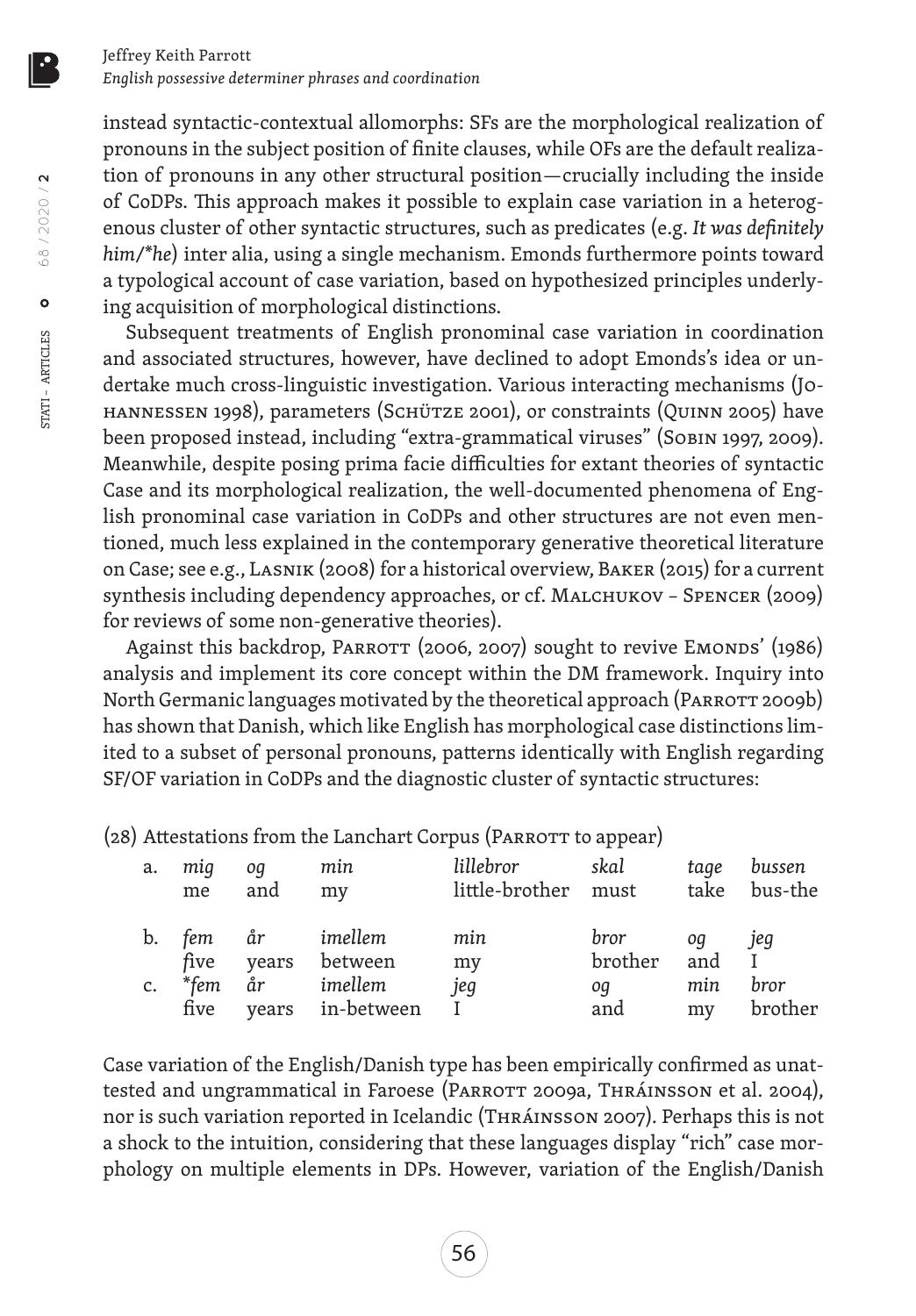instead syntactic-contextual allomorphs: SFs are the morphological realization of pronouns in the subject position of finite clauses, while OFs are the default realization of pronouns in any other structural position—crucially including the inside of CoDPs. This approach makes it possible to explain case variation in a heterogenous cluster of other syntactic structures, such as predicates (e.g. *It was definitely him/*he*) inter alia, using a single mechanism. Emonds furthermore points toward a typological account of case variation, based on hypothesized principles underlying acquisition of morphological distinctions.

Subsequent treatments of English pronominal case variation in coordination and associated structures, however, have declined to adopt Emonds's idea or undertake much cross-linguistic investigation. Various interacting mechanisms (Johannessen 1998), parameters (Schütze 2001), or constraints (Quinn 2005) have been proposed instead, including "extra-grammatical viruses" (Sobin 1997, 2009). Meanwhile, despite posing prima facie difficulties for extant theories of syntactic Case and its morphological realization, the well-documented phenomena of English pronominal case variation in CoDPs and other structures are not even mentioned, much less explained in the contemporary generative theoretical literature on Case; see e.g., Lasnik (2008) for a historical overview, Baker (2015) for a current synthesis including dependency approaches, or cf. Malchukov – Spencer (2009) for reviews of some non-generative theories).

Against this backdrop, Parrott (2006, 2007) sought to revive Emonds' (1986) analysis and implement its core concept within the DM framework. Inquiry into North Germanic languages motivated by the theoretical approach (Parrott 2009b) has shown that Danish, which like English has morphological case distinctions limited to a subset of personal pronouns, patterns identically with English regarding SF/OF variation in CoDPs and the diagnostic cluster of syntactic structures:

(28) Attestations from the Lanchart Corpus (Parrott to appear)

| | | | | | | | |
|---|---|---|---|---|---|---|---|
| a. | *mig* | *og* | *min* | *lillebror* | *skal* | *tage* | *bussen* |
| | me | and | my | little-brother | must | take | bus-the |
| b. | *fem* | *år* | *imellem* | *min* | *bror* | *og* | *jeg* |
| | five | years | between | my | brother | and | I |
| c. | **fem* | *år* | *imellem* | *jeg* | *og* | *min* | *bror* |
| | five | years | in-between | I | and | my | brother |

Case variation of the English/Danish type has been empirically confirmed as unattested and ungrammatical in Faroese (Parrott 2009a, Thráinsson et al. 2004), nor is such variation reported in Icelandic (Thráinsson 2007). Perhaps this is not a shock to the intuition, considering that these languages display "rich" case morphology on multiple elements in DPs. However, variation of the English/Danish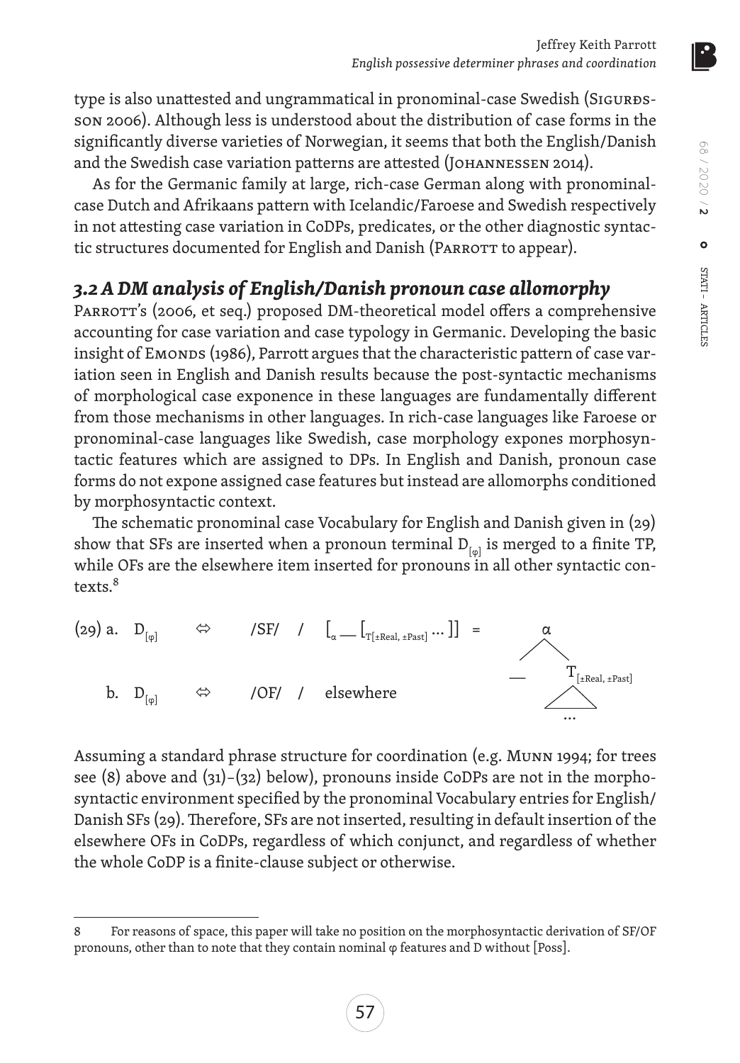type is also unattested and ungrammatical in pronominal-case Swedish (Sigurðsson 2006). Although less is understood about the distribution of case forms in the significantly diverse varieties of Norwegian, it seems that both the English/Danish and the Swedish case variation patterns are attested (Johannessen 2014).

As for the Germanic family at large, rich-case German along with pronominal-case Dutch and Afrikaans pattern with Icelandic/Faroese and Swedish respectively in not attesting case variation in CoDPs, predicates, or the other diagnostic syntactic structures documented for English and Danish (Parrott to appear).

### *3.2 A DM analysis of English/Danish pronoun case allomorphy*

Parrott's (2006, et seq.) proposed DM-theoretical model offers a comprehensive accounting for case variation and case typology in Germanic. Developing the basic insight of Emonds (1986), Parrott argues that the characteristic pattern of case variation seen in English and Danish results because the post-syntactic mechanisms of morphological case exponence in these languages are fundamentally different from those mechanisms in other languages. In rich-case languages like Faroese or pronominal-case languages like Swedish, case morphology expones morphosyntactic features which are assigned to DPs. In English and Danish, pronoun case forms do not expone assigned case features but instead are allomorphs conditioned by morphosyntactic context.

The schematic pronominal case Vocabulary for English and Danish given in (29) show that SFs are inserted when a pronoun terminal $D_{[\varphi]}$ is merged to a finite TP, while OFs are the elsewhere item inserted for pronouns in all other syntactic contexts.[8]

(29) a. $D_{[\varphi]} \Leftrightarrow$ /SF/ / $[_{\alpha} \_\_ [_{T[\pm Real, \pm Past]} \ldots ]]$ = [tree: α dominating __ and $T_{[\pm Real, \pm Past]}$, with T dominating …]

b. $D_{[\varphi]} \Leftrightarrow$ /OF/ / elsewhere

Assuming a standard phrase structure for coordination (e.g. Munn 1994; for trees see (8) above and (31)–(32) below), pronouns inside CoDPs are not in the morphosyntactic environment specified by the pronominal Vocabulary entries for English/Danish SFs (29). Therefore, SFs are not inserted, resulting in default insertion of the elsewhere OFs in CoDPs, regardless of which conjunct, and regardless of whether the whole CoDP is a finite-clause subject or otherwise.

---

8 For reasons of space, this paper will take no position on the morphosyntactic derivation of SF/OF pronouns, other than to note that they contain nominal φ features and D without [Poss].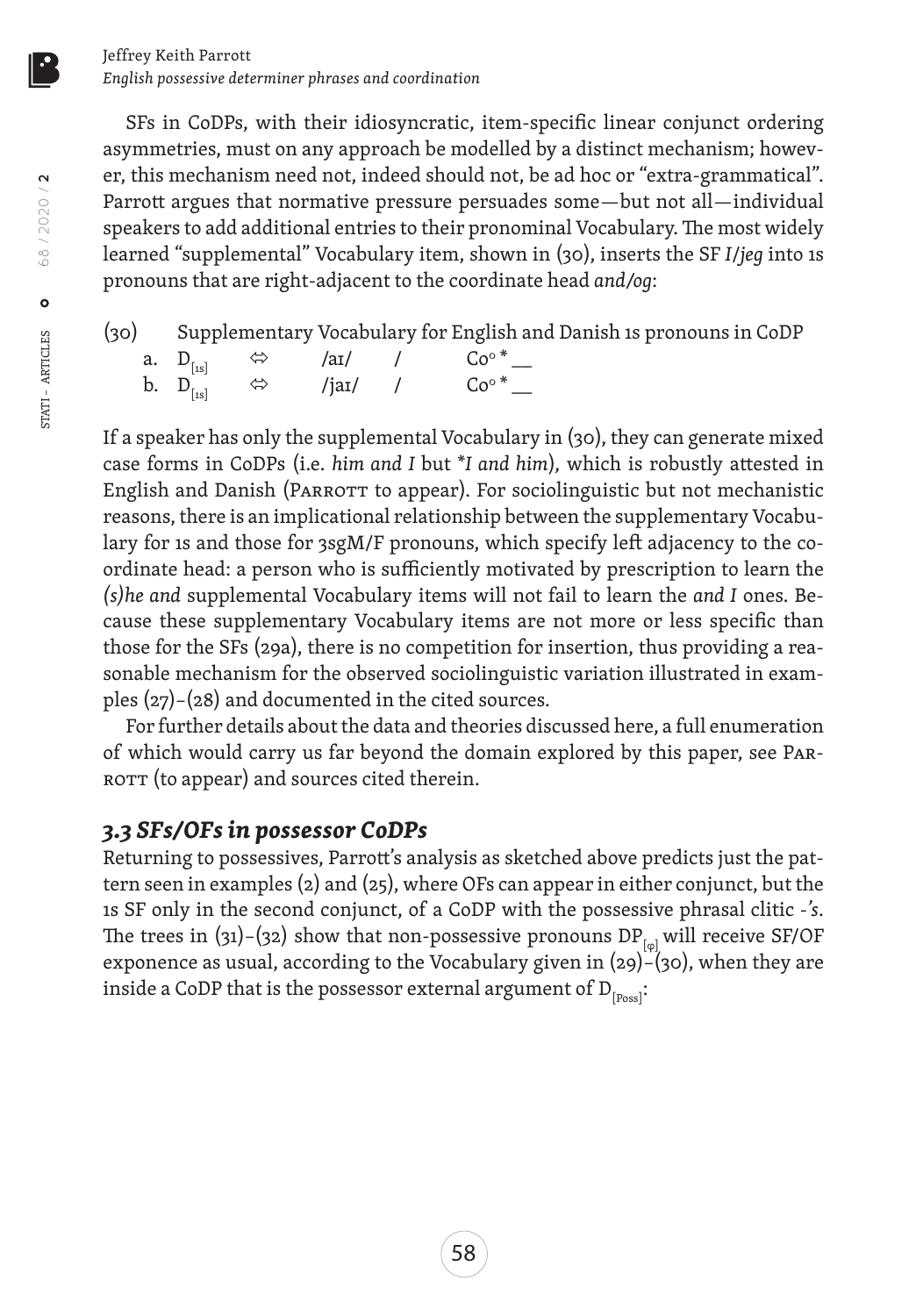SFs in CoDPs, with their idiosyncratic, item-specific linear conjunct ordering asymmetries, must on any approach be modelled by a distinct mechanism; however, this mechanism need not, indeed should not, be ad hoc or "extra-grammatical". Parrott argues that normative pressure persuades some—but not all—individual speakers to add additional entries to their pronominal Vocabulary. The most widely learned "supplemental" Vocabulary item, shown in (30), inserts the SF *I/jeg* into 1s pronouns that are right-adjacent to the coordinate head *and/og*:

(30) Supplementary Vocabulary for English and Danish 1s pronouns in CoDP

a. $D_{[1s]}$ ⇔ /aɪ/ / Co° * __

b. $D_{[1s]}$ ⇔ /jaɪ/ / Co° * __

If a speaker has only the supplemental Vocabulary in (30), they can generate mixed case forms in CoDPs (i.e. *him and I* but *\*I and him*), which is robustly attested in English and Danish (Parrott to appear). For sociolinguistic but not mechanistic reasons, there is an implicational relationship between the supplementary Vocabulary for 1s and those for 3sgM/F pronouns, which specify left adjacency to the coordinate head: a person who is sufficiently motivated by prescription to learn the *(s)he and* supplemental Vocabulary items will not fail to learn the *and I* ones. Because these supplementary Vocabulary items are not more or less specific than those for the SFs (29a), there is no competition for insertion, thus providing a reasonable mechanism for the observed sociolinguistic variation illustrated in examples (27)–(28) and documented in the cited sources.

For further details about the data and theories discussed here, a full enumeration of which would carry us far beyond the domain explored by this paper, see Parrott (to appear) and sources cited therein.

### 3.3 SFs/OFs in possessor CoDPs

Returning to possessives, Parrott's analysis as sketched above predicts just the pattern seen in examples (2) and (25), where OFs can appear in either conjunct, but the 1s SF only in the second conjunct, of a CoDP with the possessive phrasal clitic *-'s*. The trees in (31)–(32) show that non-possessive pronouns $DP_{[\varphi]}$ will receive SF/OF exponence as usual, according to the Vocabulary given in (29)–(30), when they are inside a CoDP that is the possessor external argument of $D_{[Poss]}$: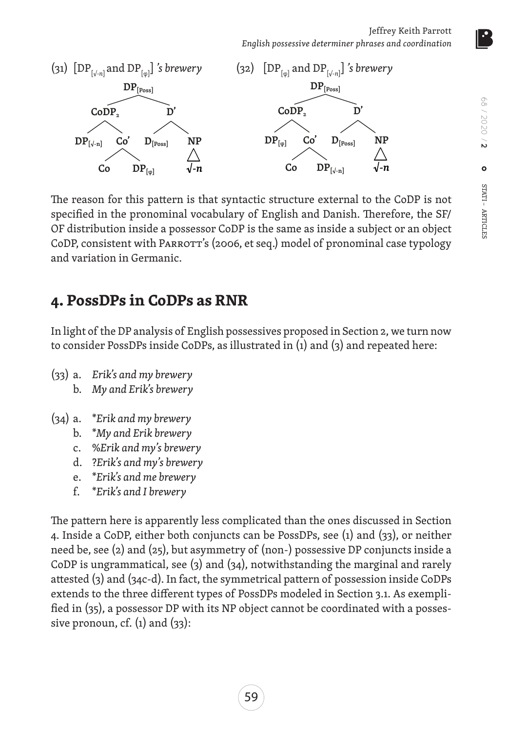(31) [DP$_{[\sqrt{}\text{-}n]}$ and DP$_{[\varphi]}$] *'s brewery*

```
              DP[Poss]
            /          \
        CoDP2            D'
       /     \         /    \
DP[√-n]      Co'   D[Poss]   NP
            /   \             |
          Co   DP[φ]         √-n
```

(32) [DP$_{[\varphi]}$ and DP$_{[\sqrt{}\text{-}n]}$] *'s brewery*

```
              DP[Poss]
            /          \
        CoDP2            D'
       /     \         /    \
  DP[φ]      Co'   D[Poss]   NP
            /   \             |
          Co   DP[√-n]       √-n
```

The reason for this pattern is that syntactic structure external to the CoDP is not specified in the pronominal vocabulary of English and Danish. Therefore, the SF/OF distribution inside a possessor CoDP is the same as inside a subject or an object CoDP, consistent with Parrott's (2006, et seq.) model of pronominal case typology and variation in Germanic.

## 4. PossDPs in CoDPs as RNR

In light of the DP analysis of English possessives proposed in Section 2, we turn now to consider PossDPs inside CoDPs, as illustrated in (1) and (3) and repeated here:

(33) a. *Erik's and my brewery*
  b. *My and Erik's brewery*

(34) a. *\*Erik and my brewery*
  b. *\*My and Erik brewery*
  c. *%Erik and my's brewery*
  d. *?Erik's and my's brewery*
  e. *\*Erik's and me brewery*
  f. *\*Erik's and I brewery*

The pattern here is apparently less complicated than the ones discussed in Section 4. Inside a CoDP, either both conjuncts can be PossDPs, see (1) and (33), or neither need be, see (2) and (25), but asymmetry of (non-) possessive DP conjuncts inside a CoDP is ungrammatical, see (3) and (34), notwithstanding the marginal and rarely attested (3) and (34c-d). In fact, the symmetrical pattern of possession inside CoDPs extends to the three different types of PossDPs modeled in Section 3.1. As exemplified in (35), a possessor DP with its NP object cannot be coordinated with a possessive pronoun, cf. (1) and (33):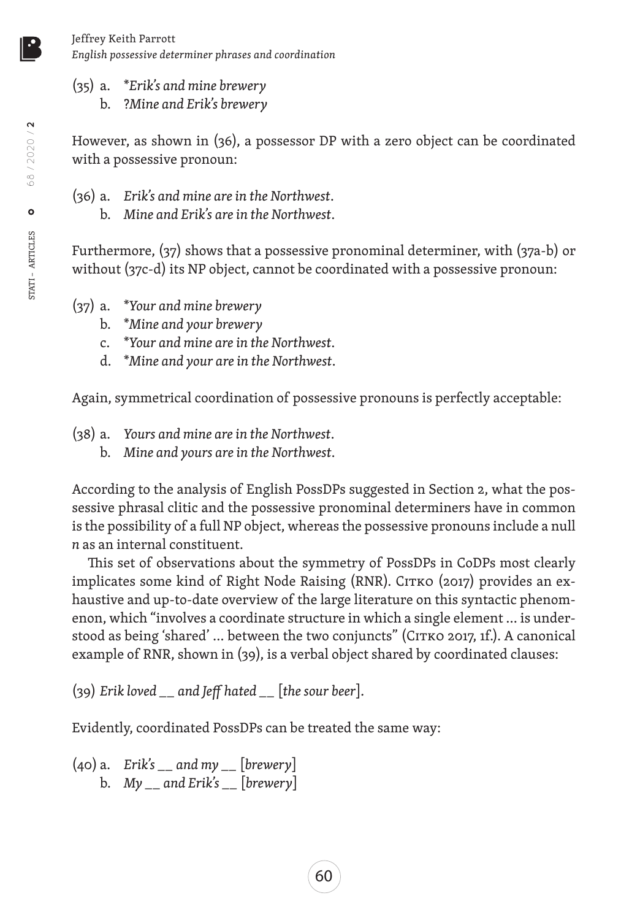(35) a. *\*Erik's and mine brewery*
b. *?Mine and Erik's brewery*

However, as shown in (36), a possessor DP with a zero object can be coordinated with a possessive pronoun:

(36) a. *Erik's and mine are in the Northwest.*
b. *Mine and Erik's are in the Northwest.*

Furthermore, (37) shows that a possessive pronominal determiner, with (37a-b) or without (37c-d) its NP object, cannot be coordinated with a possessive pronoun:

(37) a. *\*Your and mine brewery*
b. *\*Mine and your brewery*
c. *\*Your and mine are in the Northwest.*
d. *\*Mine and your are in the Northwest.*

Again, symmetrical coordination of possessive pronouns is perfectly acceptable:

(38) a. *Yours and mine are in the Northwest.*
b. *Mine and yours are in the Northwest.*

According to the analysis of English PossDPs suggested in Section 2, what the possessive phrasal clitic and the possessive pronominal determiners have in common is the possibility of a full NP object, whereas the possessive pronouns include a null *n* as an internal constituent.

This set of observations about the symmetry of PossDPs in CoDPs most clearly implicates some kind of Right Node Raising (RNR). Citko (2017) provides an exhaustive and up-to-date overview of the large literature on this syntactic phenomenon, which "involves a coordinate structure in which a single element … is understood as being 'shared' … between the two conjuncts" (Citko 2017, 1f.). A canonical example of RNR, shown in (39), is a verbal object shared by coordinated clauses:

(39) *Erik loved __ and Jeff hated __ [the sour beer].*

Evidently, coordinated PossDPs can be treated the same way:

(40) a. *Erik's __ and my __ [brewery]*
b. *My __ and Erik's __ [brewery]*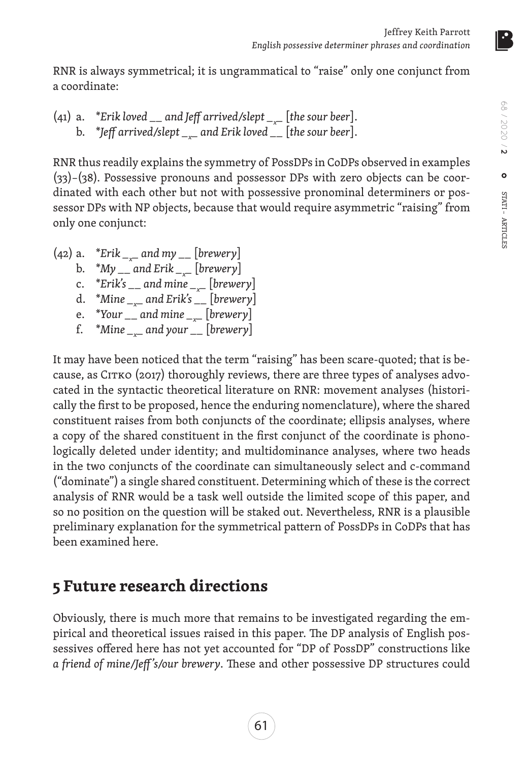RNR is always symmetrical; it is ungrammatical to "raise" only one conjunct from a coordinate:

(41) a. **Erik loved \_\_ and Jeff arrived/slept \_x\_ [the sour beer].*
b. **Jeff arrived/slept \_x\_ and Erik loved \_\_ [the sour beer].*

RNR thus readily explains the symmetry of PossDPs in CoDPs observed in examples (33)–(38). Possessive pronouns and possessor DPs with zero objects can be coordinated with each other but not with possessive pronominal determiners or possessor DPs with NP objects, because that would require asymmetric "raising" from only one conjunct:

(42) a. **Erik \_x\_ and my \_\_ [brewery]*
b. **My \_\_ and Erik \_x\_ [brewery]*
c. **Erik's \_\_ and mine \_x\_ [brewery]*
d. **Mine \_x\_ and Erik's \_\_ [brewery]*
e. **Your \_\_ and mine \_x\_ [brewery]*
f. **Mine \_x\_ and your \_\_ [brewery]*

It may have been noticed that the term "raising" has been scare-quoted; that is because, as Citko (2017) thoroughly reviews, there are three types of analyses advocated in the syntactic theoretical literature on RNR: movement analyses (historically the first to be proposed, hence the enduring nomenclature), where the shared constituent raises from both conjuncts of the coordinate; ellipsis analyses, where a copy of the shared constituent in the first conjunct of the coordinate is phonologically deleted under identity; and multidominance analyses, where two heads in the two conjuncts of the coordinate can simultaneously select and c-command ("dominate") a single shared constituent. Determining which of these is the correct analysis of RNR would be a task well outside the limited scope of this paper, and so no position on the question will be staked out. Nevertheless, RNR is a plausible preliminary explanation for the symmetrical pattern of PossDPs in CoDPs that has been examined here.

## 5 Future research directions

Obviously, there is much more that remains to be investigated regarding the empirical and theoretical issues raised in this paper. The DP analysis of English possessives offered here has not yet accounted for "DP of PossDP" constructions like *a friend of mine/Jeff's/our brewery*. These and other possessive DP structures could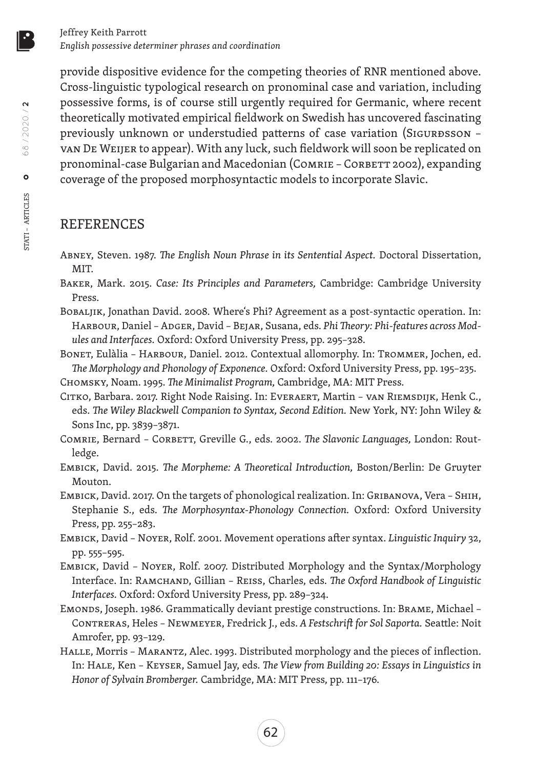provide dispositive evidence for the competing theories of RNR mentioned above. Cross-linguistic typological research on pronominal case and variation, including possessive forms, is of course still urgently required for Germanic, where recent theoretically motivated empirical fieldwork on Swedish has uncovered fascinating previously unknown or understudied patterns of case variation (Sigurðsson – van De Weijer to appear). With any luck, such fieldwork will soon be replicated on pronominal-case Bulgarian and Macedonian (Comrie – Corbett 2002), expanding coverage of the proposed morphosyntactic models to incorporate Slavic.

## REFERENCES

Abney, Steven. 1987. *The English Noun Phrase in its Sentential Aspect.* Doctoral Dissertation, MIT.

Baker, Mark. 2015. *Case: Its Principles and Parameters,* Cambridge: Cambridge University Press.

Bobaljik, Jonathan David. 2008. Where's Phi? Agreement as a post-syntactic operation. In: Harbour, Daniel – Adger, David – Bejar, Susana, eds. *Phi Theory: Phi-features across Modules and Interfaces.* Oxford: Oxford University Press, pp. 295–328.

Bonet, Eulàlia – Harbour, Daniel. 2012. Contextual allomorphy. In: Trommer, Jochen, ed. *The Morphology and Phonology of Exponence.* Oxford: Oxford University Press, pp. 195–235.

Chomsky, Noam. 1995. *The Minimalist Program,* Cambridge, MA: MIT Press.

Citko, Barbara. 2017. Right Node Raising. In: Everaert, Martin – van Riemsdijk, Henk C., eds. *The Wiley Blackwell Companion to Syntax, Second Edition.* New York, NY: John Wiley & Sons Inc, pp. 3839–3871.

Comrie, Bernard – Corbett, Greville G., eds. 2002. *The Slavonic Languages,* London: Routledge.

Embick, David. 2015. *The Morpheme: A Theoretical Introduction,* Boston/Berlin: De Gruyter Mouton.

Embick, David. 2017. On the targets of phonological realization. In: Gribanova, Vera – Shih, Stephanie S., eds. *The Morphosyntax-Phonology Connection.* Oxford: Oxford University Press, pp. 255–283.

Embick, David – Noyer, Rolf. 2001. Movement operations after syntax. *Linguistic Inquiry* 32, pp. 555–595.

Embick, David – Noyer, Rolf. 2007. Distributed Morphology and the Syntax/Morphology Interface. In: Ramchand, Gillian – Reiss, Charles, eds. *The Oxford Handbook of Linguistic Interfaces.* Oxford: Oxford University Press, pp. 289–324.

Emonds, Joseph. 1986. Grammatically deviant prestige constructions. In: Brame, Michael – Contreras, Heles – Newmeyer, Fredrick J., eds. *A Festschrift for Sol Saporta.* Seattle: Noit Amrofer, pp. 93–129.

Halle, Morris – Marantz, Alec. 1993. Distributed morphology and the pieces of inflection. In: Hale, Ken – Keyser, Samuel Jay, eds. *The View from Building 20: Essays in Linguistics in Honor of Sylvain Bromberger.* Cambridge, MA: MIT Press, pp. 111–176.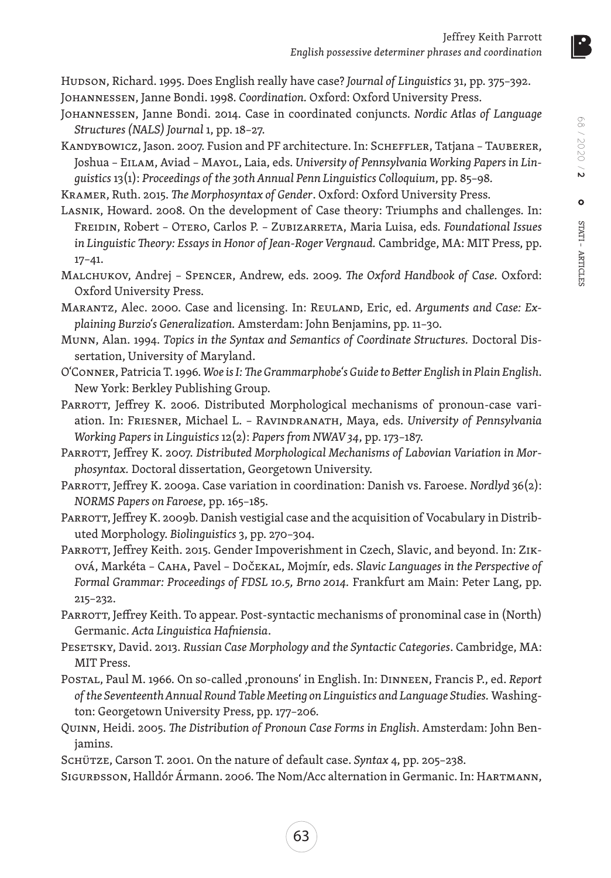Hudson, Richard. 1995. Does English really have case? *Journal of Linguistics* 31, pp. 375–392.

Johannessen, Janne Bondi. 1998. *Coordination.* Oxford: Oxford University Press.

Johannessen, Janne Bondi. 2014. Case in coordinated conjuncts. *Nordic Atlas of Language Structures (NALS) Journal* 1, pp. 18–27.

Kandybowicz, Jason. 2007. Fusion and PF architecture. In: Scheffler, Tatjana – Tauberer, Joshua – Eilam, Aviad – Mayol, Laia, eds. *University of Pennsylvania Working Papers in Linguistics* 13(1): *Proceedings of the 30th Annual Penn Linguistics Colloquium*, pp. 85–98.

Kramer, Ruth. 2015. *The Morphosyntax of Gender*. Oxford: Oxford University Press.

Lasnik, Howard. 2008. On the development of Case theory: Triumphs and challenges. In: Freidin, Robert – Otero, Carlos P. – Zubizarreta, Maria Luisa, eds. *Foundational Issues in Linguistic Theory: Essays in Honor of Jean-Roger Vergnaud.* Cambridge, MA: MIT Press, pp. 17–41.

Malchukov, Andrej – Spencer, Andrew, eds. 2009. *The Oxford Handbook of Case*. Oxford: Oxford University Press.

Marantz, Alec. 2000. Case and licensing. In: Reuland, Eric, ed. *Arguments and Case: Explaining Burzio's Generalization.* Amsterdam: John Benjamins, pp. 11–30.

Munn, Alan. 1994. *Topics in the Syntax and Semantics of Coordinate Structures.* Doctoral Dissertation, University of Maryland.

O'Conner, Patricia T. 1996. *Woe is I: The Grammarphobe's Guide to Better English in Plain English.* New York: Berkley Publishing Group.

Parrott, Jeffrey K. 2006. Distributed Morphological mechanisms of pronoun-case variation. In: Friesner, Michael L. – Ravindranath, Maya, eds. *University of Pennsylvania Working Papers in Linguistics* 12(2): *Papers from NWAV 34*, pp. 173–187.

Parrott, Jeffrey K. 2007. *Distributed Morphological Mechanisms of Labovian Variation in Morphosyntax.* Doctoral dissertation, Georgetown University.

Parrott, Jeffrey K. 2009a. Case variation in coordination: Danish vs. Faroese. *Nordlyd* 36(2): *NORMS Papers on Faroese*, pp. 165–185.

Parrott, Jeffrey K. 2009b. Danish vestigial case and the acquisition of Vocabulary in Distributed Morphology. *Biolinguistics* 3, pp. 270–304.

Parrott, Jeffrey Keith. 2015. Gender Impoverishment in Czech, Slavic, and beyond. In: Ziková, Markéta – Caha, Pavel – Dočekal, Mojmír, eds. *Slavic Languages in the Perspective of Formal Grammar: Proceedings of FDSL 10.5, Brno 2014.* Frankfurt am Main: Peter Lang, pp. 215–232.

Parrott, Jeffrey Keith. To appear. Post-syntactic mechanisms of pronominal case in (North) Germanic. *Acta Linguistica Hafniensia*.

Pesetsky, David. 2013. *Russian Case Morphology and the Syntactic Categories*. Cambridge, MA: MIT Press.

Postal, Paul M. 1966. On so-called ‚pronouns' in English. In: Dinneen, Francis P., ed. *Report of the Seventeenth Annual Round Table Meeting on Linguistics and Language Studies.* Washington: Georgetown University Press, pp. 177–206.

Quinn, Heidi. 2005. *The Distribution of Pronoun Case Forms in English*. Amsterdam: John Benjamins.

Schütze, Carson T. 2001. On the nature of default case. *Syntax* 4, pp. 205–238.

Sigurðsson, Halldór Ármann. 2006. The Nom/Acc alternation in Germanic. In: Hartmann,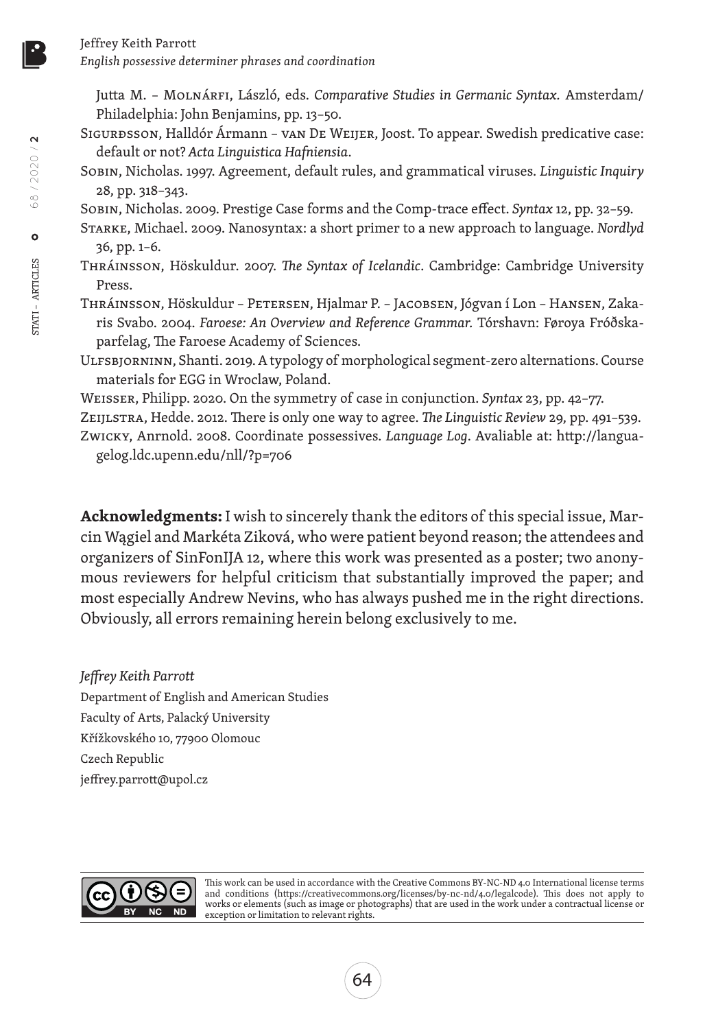Jutta M. – Molnárfi, László, eds. *Comparative Studies in Germanic Syntax.* Amsterdam/ Philadelphia: John Benjamins, pp. 13–50.

Sigurðsson, Halldór Ármann – van De Weijer, Joost. To appear. Swedish predicative case: default or not? *Acta Linguistica Hafniensia*.

Sobin, Nicholas. 1997. Agreement, default rules, and grammatical viruses. *Linguistic Inquiry* 28, pp. 318–343.

Sobin, Nicholas. 2009. Prestige Case forms and the Comp-trace effect. *Syntax* 12, pp. 32–59.

Starke, Michael. 2009. Nanosyntax: a short primer to a new approach to language. *Nordlyd* 36, pp. 1–6.

Thráinsson, Höskuldur. 2007. *The Syntax of Icelandic*. Cambridge: Cambridge University Press.

Thráinsson, Höskuldur – Petersen, Hjalmar P. – Jacobsen, Jógvan í Lon – Hansen, Zakaris Svabo. 2004. *Faroese: An Overview and Reference Grammar.* Tórshavn: Føroya Fróðskaparfelag, The Faroese Academy of Sciences.

Ulfsbjorninn, Shanti. 2019. A typology of morphological segment-zero alternations. Course materials for EGG in Wroclaw, Poland.

Weisser, Philipp. 2020. On the symmetry of case in conjunction. *Syntax* 23, pp. 42–77.

Zeijlstra, Hedde. 2012. There is only one way to agree. *The Linguistic Review* 29, pp. 491–539.

Zwicky, Anrnold. 2008. Coordinate possessives. *Language Log*. Avaliable at: http://languagelog.ldc.upenn.edu/nll/?p=706

**Acknowledgments:** I wish to sincerely thank the editors of this special issue, Marcin Wągiel and Markéta Ziková, who were patient beyond reason; the attendees and organizers of SinFonIJA 12, where this work was presented as a poster; two anonymous reviewers for helpful criticism that substantially improved the paper; and most especially Andrew Nevins, who has always pushed me in the right directions. Obviously, all errors remaining herein belong exclusively to me.

*Jeffrey Keith Parrott*
Department of English and American Studies
Faculty of Arts, Palacký University
Křížkovského 10, 77900 Olomouc
Czech Republic
jeffrey.parrott@upol.cz

This work can be used in accordance with the Creative Commons BY-NC-ND 4.0 International license terms and conditions (https://creativecommons.org/licenses/by-nc-nd/4.0/legalcode). This does not apply to works or elements (such as image or photographs) that are used in the work under a contractual license or exception or limitation to relevant rights.